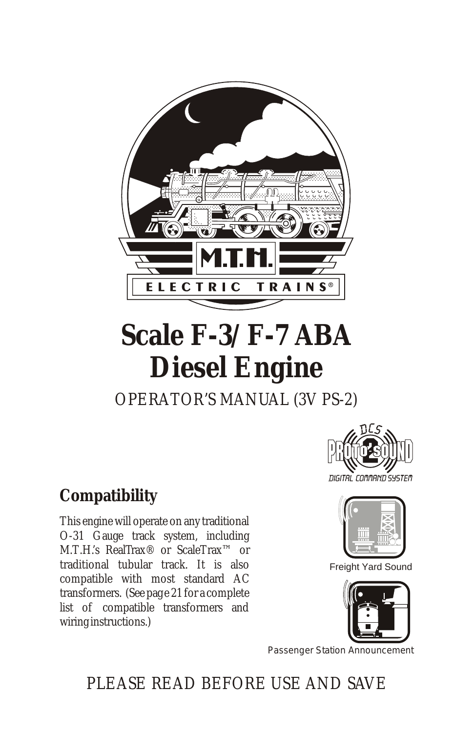M.T.H.

ELECTRIC TRAINS®

# Scale F-3/F-7 ABA Diesel Engine

OPERATOR'S MANUAL (3V PS-2)

DCS PROTO-SOUND 2 DIGITAL COMMAND SYSTEM

## Compatibility

This engine will operate on any traditional O-31 Gauge track system, including M.T.H.'s RealTrax® or ScaleTrax™ or traditional tubular track. It is also compatible with most standard AC transformers. (See page 21 for a complete list of compatible transformers and wiring instructions.)

Freight Yard Sound

Passenger Station Announcement

PLEASE READ BEFORE USE AND SAVE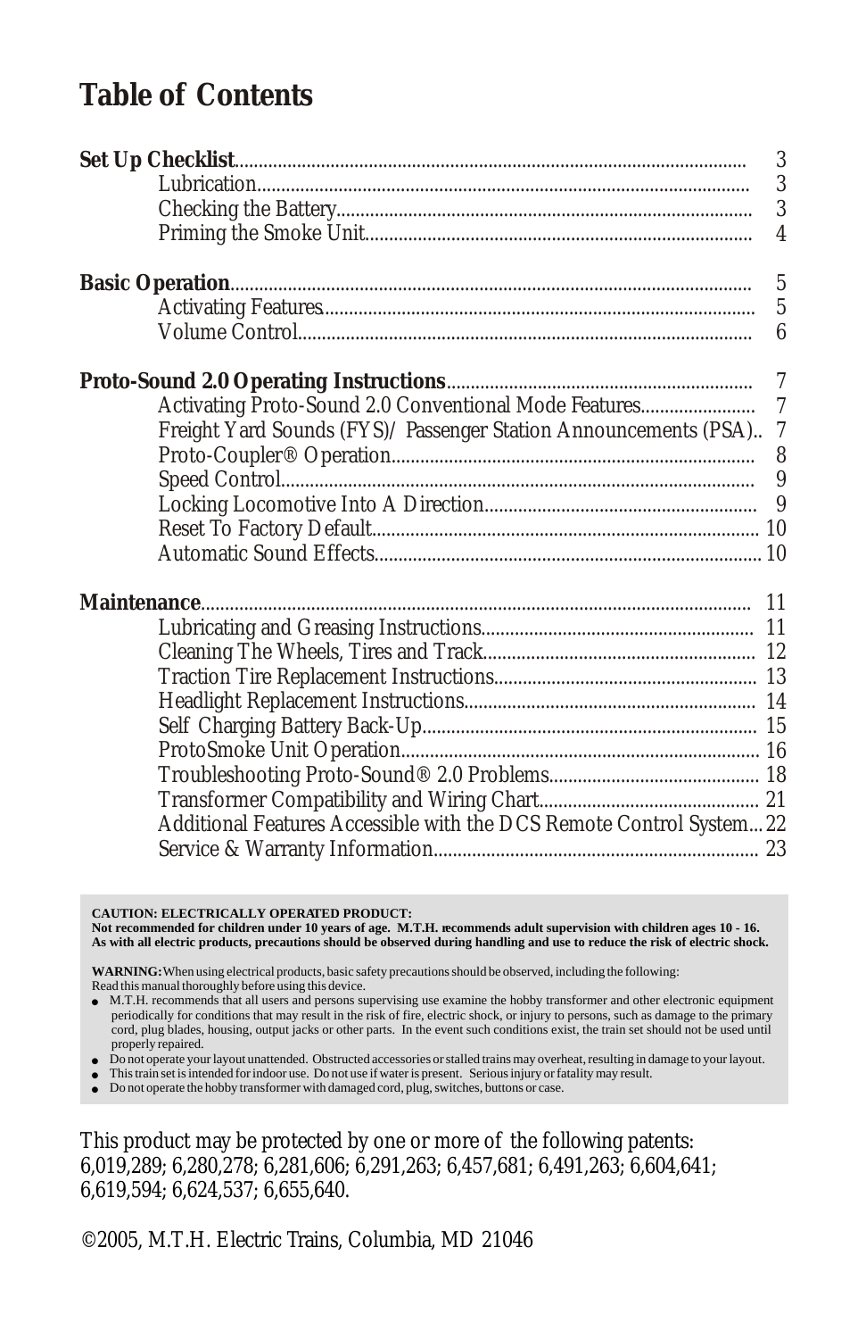# Table of Contents

**Set Up Checklist** ........ 3
- Lubrication ........ 3
- Checking the Battery ........ 3
- Priming the Smoke Unit ........ 4

**Basic Operation** ........ 5
- Activating Features ........ 5
- Volume Control ........ 6

**Proto-Sound 2.0 Operating Instructions** ........ 7
- Activating Proto-Sound 2.0 Conventional Mode Features ........ 7
- Freight Yard Sounds (FYS)/ Passenger Station Announcements (PSA) .. 7
- Proto-Coupler® Operation ........ 8
- Speed Control ........ 9
- Locking Locomotive Into A Direction ........ 9
- Reset To Factory Default ........ 10
- Automatic Sound Effects ........ 10

**Maintenance** ........ 11
- Lubricating and Greasing Instructions ........ 11
- Cleaning The Wheels, Tires and Track ........ 12
- Traction Tire Replacement Instructions ........ 13
- Headlight Replacement Instructions ........ 14
- Self Charging Battery Back-Up ........ 15
- ProtoSmoke Unit Operation ........ 16
- Troubleshooting Proto-Sound® 2.0 Problems ........ 18
- Transformer Compatibility and Wiring Chart ........ 21
- Additional Features Accessible with the DCS Remote Control System ... 22
- Service & Warranty Information ........ 23

**CAUTION: ELECTRICALLY OPERATED PRODUCT:**
**Not recommended for children under 10 years of age. M.T.H. recommends adult supervision with children ages 10 - 16. As with all electric products, precautions should be observed during handling and use to reduce the risk of electric shock.**

**WARNING:** When using electrical products, basic safety precautions should be observed, including the following:
Read this manual thoroughly before using this device.

- M.T.H. recommends that all users and persons supervising use examine the hobby transformer and other electronic equipment periodically for conditions that may result in the risk of fire, electric shock, or injury to persons, such as damage to the primary cord, plug blades, housing, output jacks or other parts. In the event such conditions exist, the train set should not be used until properly repaired.
- Do not operate your layout unattended. Obstructed accessories or stalled trains may overheat, resulting in damage to your layout.
- This train set is intended for indoor use. Do not use if water is present. Serious injury or fatality may result.
- Do not operate the hobby transformer with damaged cord, plug, switches, buttons or case.

This product may be protected by one or more of the following patents: 6,019,289; 6,280,278; 6,281,606; 6,291,263; 6,457,681; 6,491,263; 6,604,641; 6,619,594; 6,624,537; 6,655,640.

©2005, M.T.H. Electric Trains, Columbia, MD 21046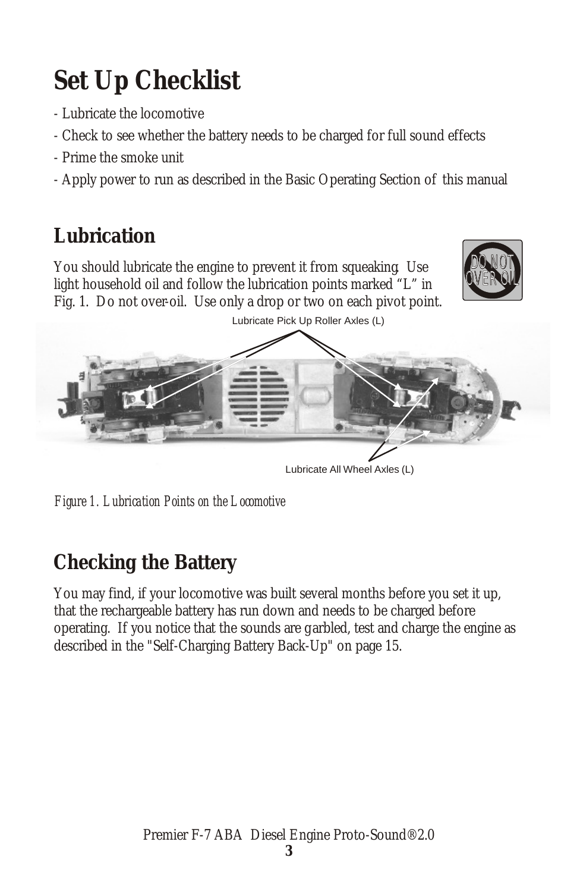# Set Up Checklist

- Lubricate the locomotive
- Check to see whether the battery needs to be charged for full sound effects
- Prime the smoke unit
- Apply power to run as described in the Basic Operating Section of this manual

## Lubrication

You should lubricate the engine to prevent it from squeaking. Use light household oil and follow the lubrication points marked "L" in Fig. 1. Do not over-oil. Use only a drop or two on each pivot point.

DO NOT OVER OIL

Lubricate Pick Up Roller Axles (L)

Lubricate All Wheel Axles (L)

*Figure 1. Lubrication Points on the Locomotive*

## Checking the Battery

You may find, if your locomotive was built several months before you set it up, that the rechargeable battery has run down and needs to be charged before operating. If you notice that the sounds are garbled, test and charge the engine as described in the "Self-Charging Battery Back-Up" on page 15.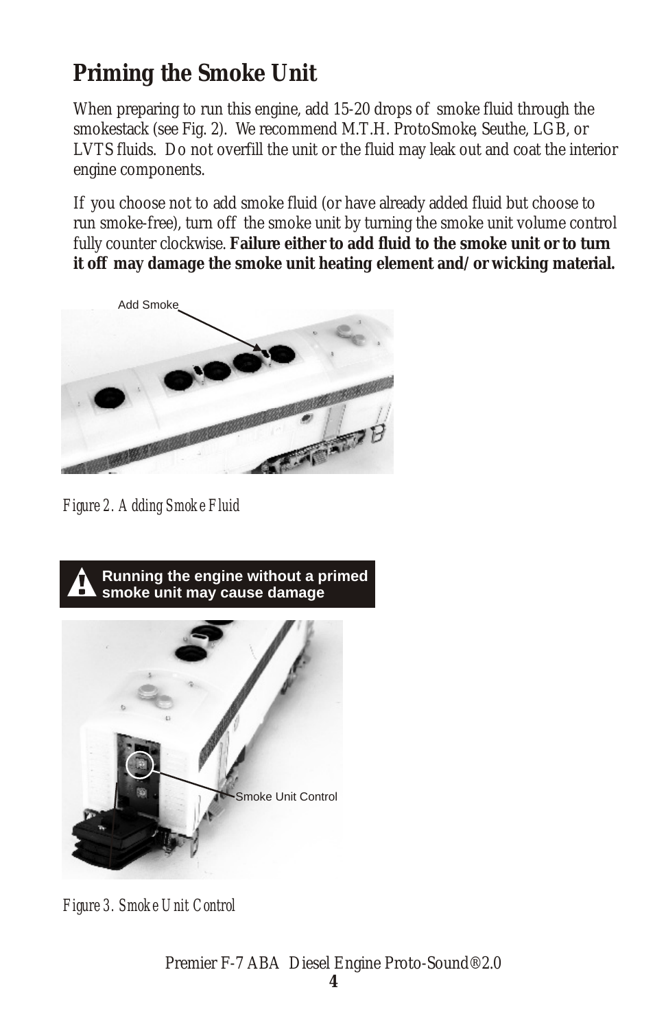## Priming the Smoke Unit

When preparing to run this engine, add 15-20 drops of smoke fluid through the smokestack (see Fig. 2). We recommend M.T.H. ProtoSmoke, Seuthe, LGB, or LVTS fluids. Do not overfill the unit or the fluid may leak out and coat the interior engine components.

If you choose not to add smoke fluid (or have already added fluid but choose to run smoke-free), turn off the smoke unit by turning the smoke unit volume control fully counter clockwise. **Failure either to add fluid to the smoke unit or to turn it off may damage the smoke unit heating element and/or wicking material.**

Add Smoke

*Figure 2. Adding Smoke Fluid*

**Running the engine without a primed smoke unit may cause damage**

Smoke Unit Control

*Figure 3. Smoke Unit Control*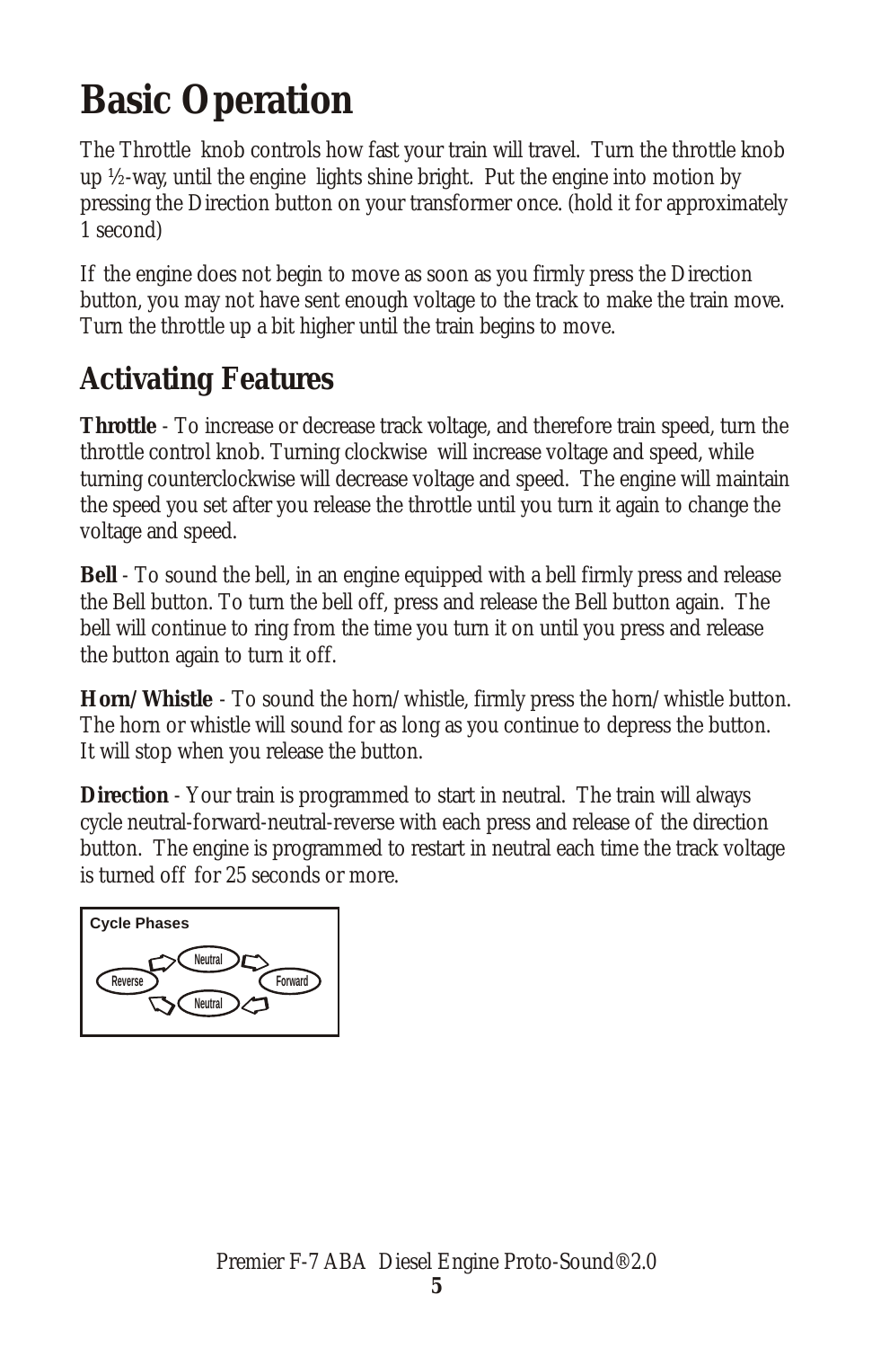# Basic Operation

The Throttle knob controls how fast your train will travel. Turn the throttle knob up ½-way, until the engine lights shine bright. Put the engine into motion by pressing the Direction button on your transformer once. (hold it for approximately 1 second)

If the engine does not begin to move as soon as you firmly press the Direction button, you may not have sent enough voltage to the track to make the train move. Turn the throttle up a bit higher until the train begins to move.

## Activating Features

**Throttle** - To increase or decrease track voltage, and therefore train speed, turn the throttle control knob. Turning clockwise will increase voltage and speed, while turning counterclockwise will decrease voltage and speed. The engine will maintain the speed you set after you release the throttle until you turn it again to change the voltage and speed.

**Bell** - To sound the bell, in an engine equipped with a bell firmly press and release the Bell button. To turn the bell off, press and release the Bell button again. The bell will continue to ring from the time you turn it on until you press and release the button again to turn it off.

**Horn/Whistle** - To sound the horn/whistle, firmly press the horn/whistle button. The horn or whistle will sound for as long as you continue to depress the button. It will stop when you release the button.

**Direction** - Your train is programmed to start in neutral. The train will always cycle neutral-forward-neutral-reverse with each press and release of the direction button. The engine is programmed to restart in neutral each time the track voltage is turned off for 25 seconds or more.

**Cycle Phases**

Neutral → Forward → Neutral → Reverse → Neutral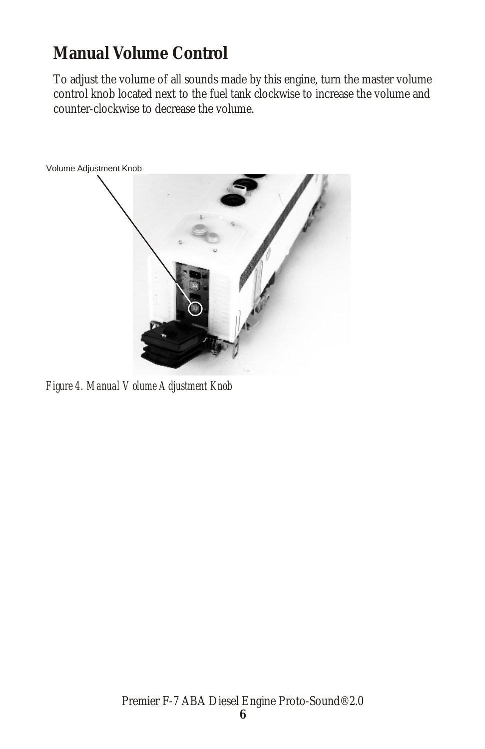## Manual Volume Control

To adjust the volume of all sounds made by this engine, turn the master volume control knob located next to the fuel tank clockwise to increase the volume and counter-clockwise to decrease the volume.

Volume Adjustment Knob

*Figure 4. Manual Volume Adjustment Knob*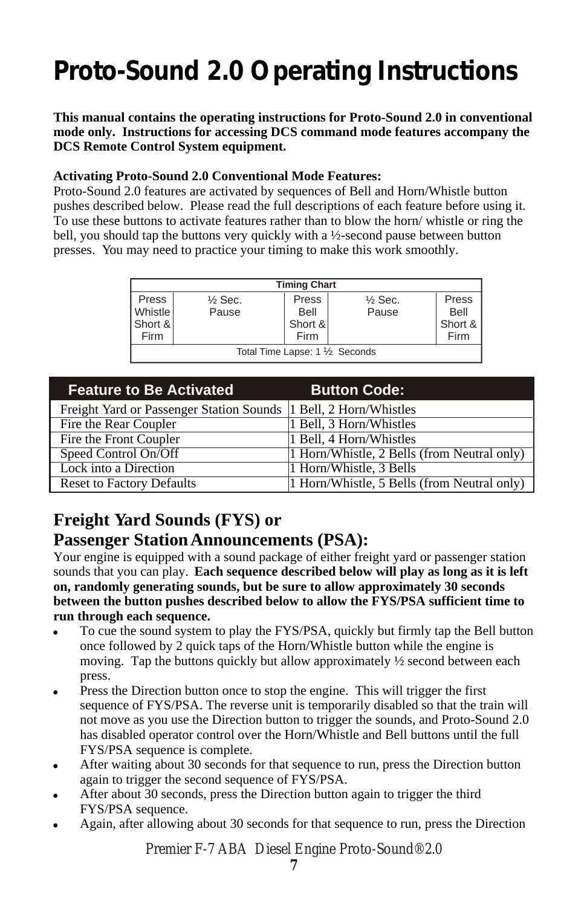# Proto-Sound 2.0 Operating Instructions

**This manual contains the operating instructions for Proto-Sound 2.0 in conventional mode only. Instructions for accessing DCS command mode features accompany the DCS Remote Control System equipment.**

**Activating Proto-Sound 2.0 Conventional Mode Features:**
Proto-Sound 2.0 features are activated by sequences of Bell and Horn/Whistle button pushes described below. Please read the full descriptions of each feature before using it. To use these buttons to activate features rather than to blow the horn/ whistle or ring the bell, you should tap the buttons very quickly with a ½-second pause between button presses. You may need to practice your timing to make this work smoothly.

| Timing Chart | | | | |
|---|---|---|---|---|
| Press Whistle Short & Firm | ½ Sec. Pause | Press Bell Short & Firm | ½ Sec. Pause | Press Bell Short & Firm |
| Total Time Lapse: 1 ½ Seconds | | | | |

| Feature to Be Activated | Button Code: |
|---|---|
| Freight Yard or Passenger Station Sounds | 1 Bell, 2 Horn/Whistles |
| Fire the Rear Coupler | 1 Bell, 3 Horn/Whistles |
| Fire the Front Coupler | 1 Bell, 4 Horn/Whistles |
| Speed Control On/Off | 1 Horn/Whistle, 2 Bells (from Neutral only) |
| Lock into a Direction | 1 Horn/Whistle, 3 Bells |
| Reset to Factory Defaults | 1 Horn/Whistle, 5 Bells (from Neutral only) |

## Freight Yard Sounds (FYS) or Passenger Station Announcements (PSA):

Your engine is equipped with a sound package of either freight yard or passenger station sounds that you can play. **Each sequence described below will play as long as it is left on, randomly generating sounds, but be sure to allow approximately 30 seconds between the button pushes described below to allow the FYS/PSA sufficient time to run through each sequence.**

- To cue the sound system to play the FYS/PSA, quickly but firmly tap the Bell button once followed by 2 quick taps of the Horn/Whistle button while the engine is moving. Tap the buttons quickly but allow approximately ½ second between each press.
- Press the Direction button once to stop the engine. This will trigger the first sequence of FYS/PSA. The reverse unit is temporarily disabled so that the train will not move as you use the Direction button to trigger the sounds, and Proto-Sound 2.0 has disabled operator control over the Horn/Whistle and Bell buttons until the full FYS/PSA sequence is complete.
- After waiting about 30 seconds for that sequence to run, press the Direction button again to trigger the second sequence of FYS/PSA.
- After about 30 seconds, press the Direction button again to trigger the third FYS/PSA sequence.
- Again, after allowing about 30 seconds for that sequence to run, press the Direction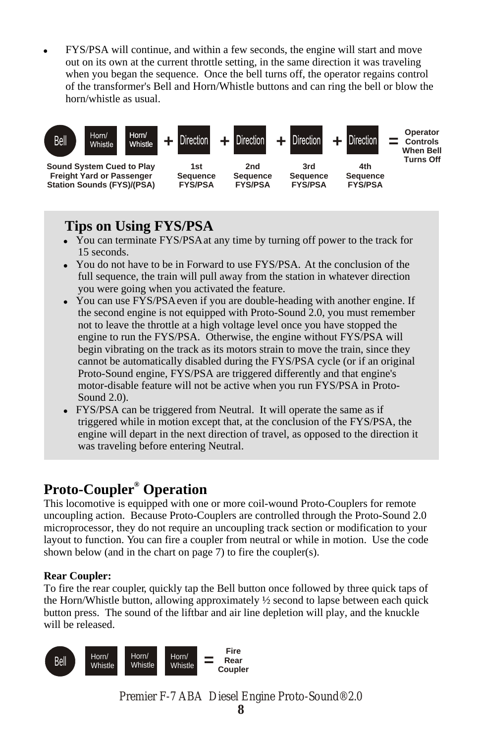- FYS/PSA will continue, and within a few seconds, the engine will start and move out on its own at the current throttle setting, in the same direction it was traveling when you began the sequence. Once the bell turns off, the operator regains control of the transformer's Bell and Horn/Whistle buttons and can ring the bell or blow the horn/whistle as usual.

Bell | Horn/Whistle | Horn/Whistle + Direction + Direction + Direction + Direction = Operator Controls When Bell Turns Off

Sound System Cued to Play Freight Yard or Passenger Station Sounds (FYS)/(PSA) | 1st Sequence FYS/PSA | 2nd Sequence FYS/PSA | 3rd Sequence FYS/PSA | 4th Sequence FYS/PSA

## Tips on Using FYS/PSA

- You can terminate FYS/PSA at any time by turning off power to the track for 15 seconds.
- You do not have to be in Forward to use FYS/PSA. At the conclusion of the full sequence, the train will pull away from the station in whatever direction you were going when you activated the feature.
- You can use FYS/PSA even if you are double-heading with another engine. If the second engine is not equipped with Proto-Sound 2.0, you must remember not to leave the throttle at a high voltage level once you have stopped the engine to run the FYS/PSA. Otherwise, the engine without FYS/PSA will begin vibrating on the track as its motors strain to move the train, since they cannot be automatically disabled during the FYS/PSA cycle (or if an original Proto-Sound engine, FYS/PSA are triggered differently and that engine's motor-disable feature will not be active when you run FYS/PSA in Proto-Sound 2.0).
- FYS/PSA can be triggered from Neutral. It will operate the same as if triggered while in motion except that, at the conclusion of the FYS/PSA, the engine will depart in the next direction of travel, as opposed to the direction it was traveling before entering Neutral.

## Proto-Coupler® Operation

This locomotive is equipped with one or more coil-wound Proto-Couplers for remote uncoupling action. Because Proto-Couplers are controlled through the Proto-Sound 2.0 microprocessor, they do not require an uncoupling track section or modification to your layout to function. You can fire a coupler from neutral or while in motion. Use the code shown below (and in the chart on page 7) to fire the coupler(s).

**Rear Coupler:**
To fire the rear coupler, quickly tap the Bell button once followed by three quick taps of the Horn/Whistle button, allowing approximately ½ second to lapse between each quick button press. The sound of the liftbar and air line depletion will play, and the knuckle will be released.

Bell | Horn/Whistle | Horn/Whistle | Horn/Whistle = Fire Rear Coupler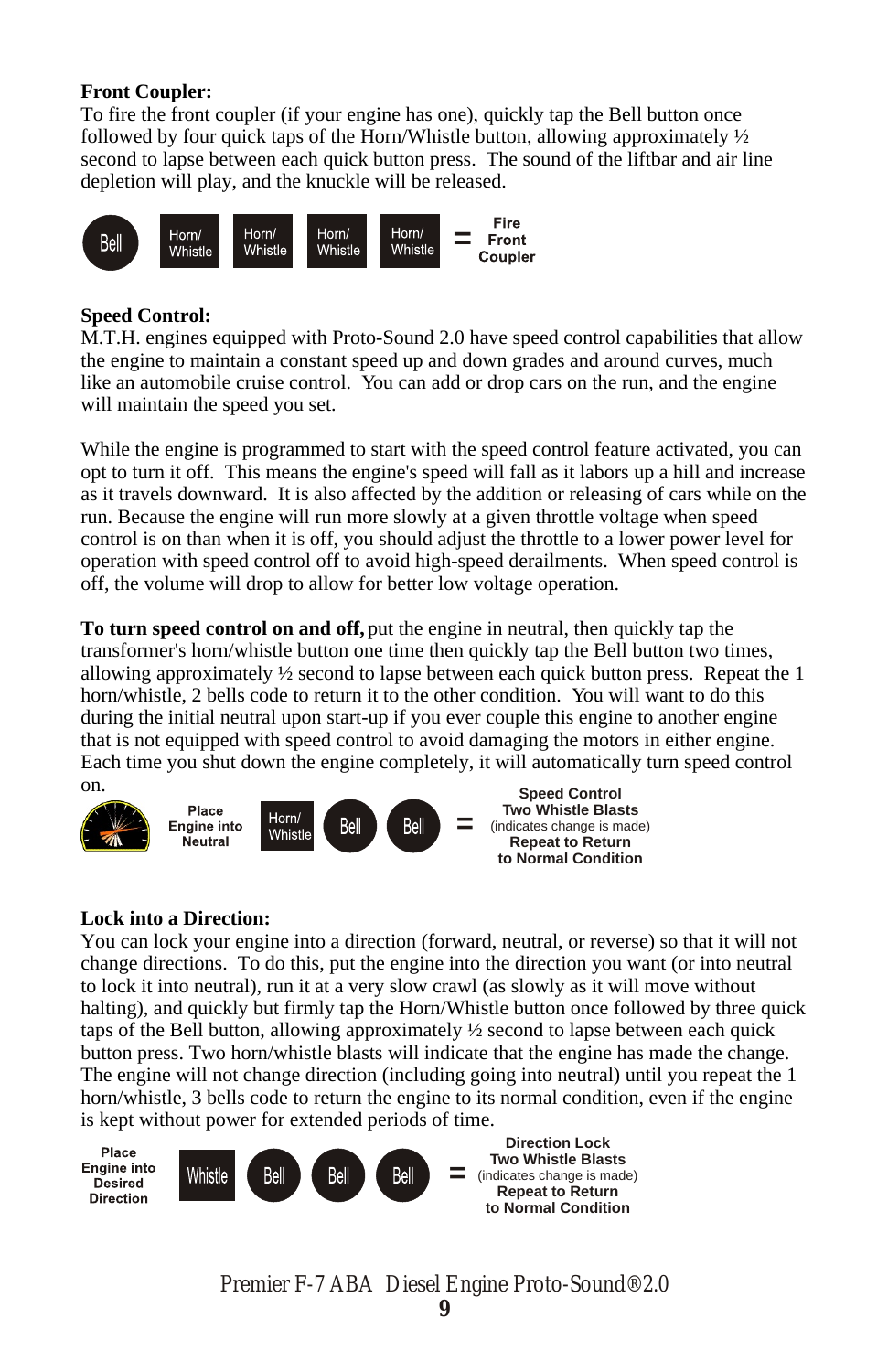**Front Coupler:**
To fire the front coupler (if your engine has one), quickly tap the Bell button once followed by four quick taps of the Horn/Whistle button, allowing approximately ½ second to lapse between each quick button press. The sound of the liftbar and air line depletion will play, and the knuckle will be released.

Bell | Horn/Whistle | Horn/Whistle | Horn/Whistle | Horn/Whistle = **Fire Front Coupler**

**Speed Control:**
M.T.H. engines equipped with Proto-Sound 2.0 have speed control capabilities that allow the engine to maintain a constant speed up and down grades and around curves, much like an automobile cruise control. You can add or drop cars on the run, and the engine will maintain the speed you set.

While the engine is programmed to start with the speed control feature activated, you can opt to turn it off. This means the engine's speed will fall as it labors up a hill and increase as it travels downward. It is also affected by the addition or releasing of cars while on the run. Because the engine will run more slowly at a given throttle voltage when speed control is on than when it is off, you should adjust the throttle to a lower power level for operation with speed control off to avoid high-speed derailments. When speed control is off, the volume will drop to allow for better low voltage operation.

**To turn speed control on and off,** put the engine in neutral, then quickly tap the transformer's horn/whistle button one time then quickly tap the Bell button two times, allowing approximately ½ second to lapse between each quick button press. Repeat the 1 horn/whistle, 2 bells code to return it to the other condition. You will want to do this during the initial neutral upon start-up if you ever couple this engine to another engine that is not equipped with speed control to avoid damaging the motors in either engine. Each time you shut down the engine completely, it will automatically turn speed control on.

**Place Engine into Neutral** | Horn/Whistle | Bell | Bell = **Speed Control Two Whistle Blasts** (indicates change is made) **Repeat to Return to Normal Condition**

**Lock into a Direction:**
You can lock your engine into a direction (forward, neutral, or reverse) so that it will not change directions. To do this, put the engine into the direction you want (or into neutral to lock it into neutral), run it at a very slow crawl (as slowly as it will move without halting), and quickly but firmly tap the Horn/Whistle button once followed by three quick taps of the Bell button, allowing approximately ½ second to lapse between each quick button press. Two horn/whistle blasts will indicate that the engine has made the change. The engine will not change direction (including going into neutral) until you repeat the 1 horn/whistle, 3 bells code to return the engine to its normal condition, even if the engine is kept without power for extended periods of time.

**Place Engine into Desired Direction** | Whistle | Bell | Bell | Bell = **Direction Lock Two Whistle Blasts** (indicates change is made) **Repeat to Return to Normal Condition**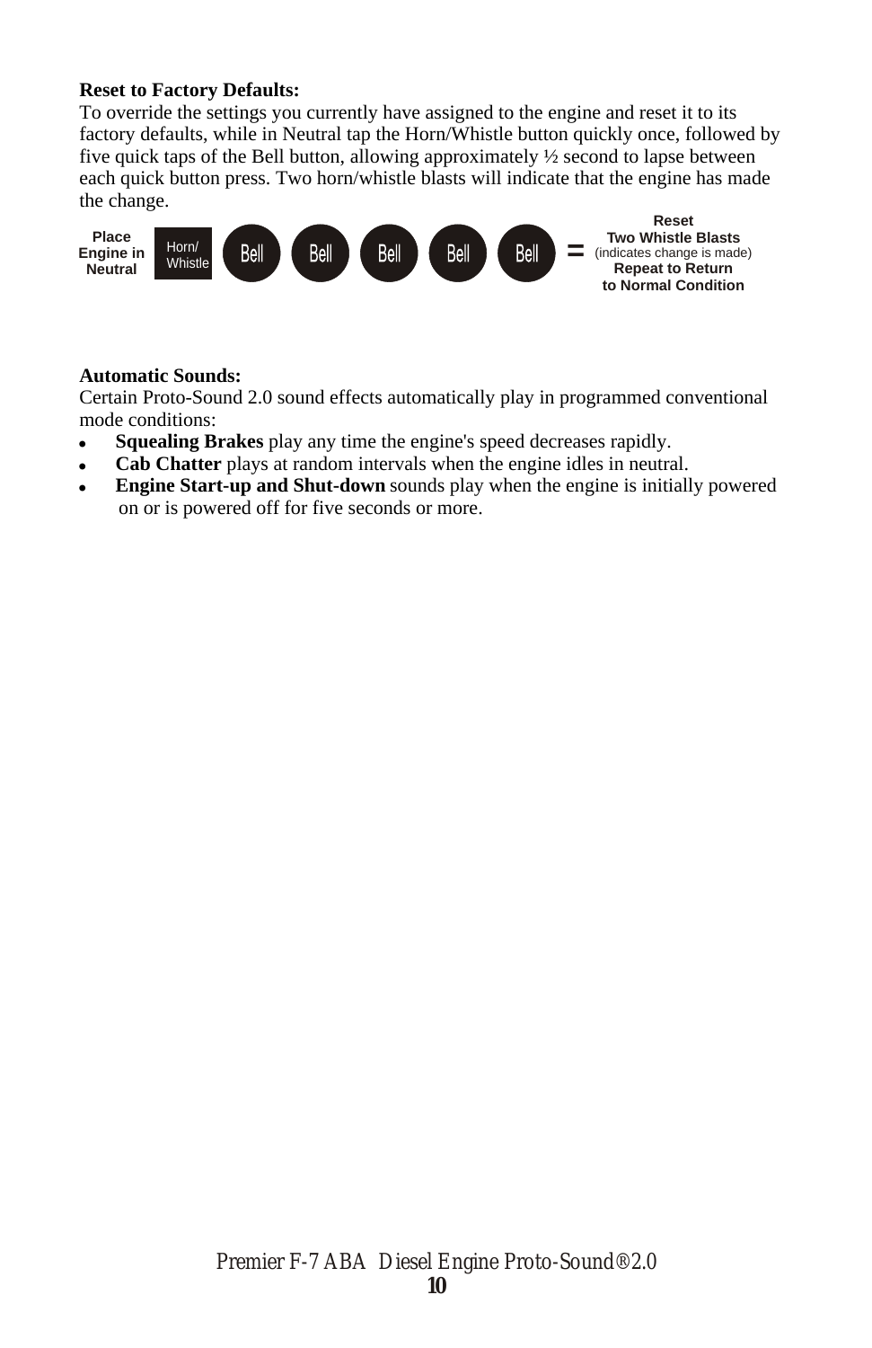**Reset to Factory Defaults:**

To override the settings you currently have assigned to the engine and reset it to its factory defaults, while in Neutral tap the Horn/Whistle button quickly once, followed by five quick taps of the Bell button, allowing approximately ½ second to lapse between each quick button press. Two horn/whistle blasts will indicate that the engine has made the change.

**Place Engine in Neutral** → Horn/Whistle → Bell → Bell → Bell → Bell → Bell = **Reset Two Whistle Blasts** (indicates change is made) **Repeat to Return to Normal Condition**

**Automatic Sounds:**

Certain Proto-Sound 2.0 sound effects automatically play in programmed conventional mode conditions:

- **Squealing Brakes** play any time the engine's speed decreases rapidly.
- **Cab Chatter** plays at random intervals when the engine idles in neutral.
- **Engine Start-up and Shut-down** sounds play when the engine is initially powered on or is powered off for five seconds or more.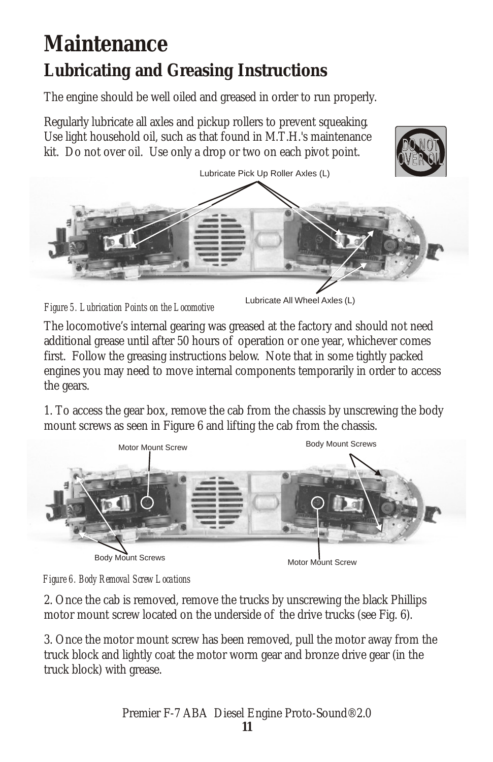# Maintenance

## Lubricating and Greasing Instructions

The engine should be well oiled and greased in order to run properly.

Regularly lubricate all axles and pickup rollers to prevent squeaking. Use light household oil, such as that found in M.T.H.'s maintenance kit. Do not over oil. Use only a drop or two on each pivot point.

DO NOT OVER OIL

Lubricate Pick Up Roller Axles (L)

Lubricate All Wheel Axles (L)

*Figure 5. Lubrication Points on the Locomotive*

The locomotive's internal gearing was greased at the factory and should not need additional grease until after 50 hours of operation or one year, whichever comes first. Follow the greasing instructions below. Note that in some tightly packed engines you may need to move internal components temporarily in order to access the gears.

1. To access the gear box, remove the cab from the chassis by unscrewing the body mount screws as seen in Figure 6 and lifting the cab from the chassis.

Motor Mount Screw

Body Mount Screws

Body Mount Screws

Motor Mount Screw

*Figure 6. Body Removal Screw Locations*

2. Once the cab is removed, remove the trucks by unscrewing the black Phillips motor mount screw located on the underside of the drive trucks (see Fig. 6).

3. Once the motor mount screw has been removed, pull the motor away from the truck block and lightly coat the motor worm gear and bronze drive gear (in the truck block) with grease.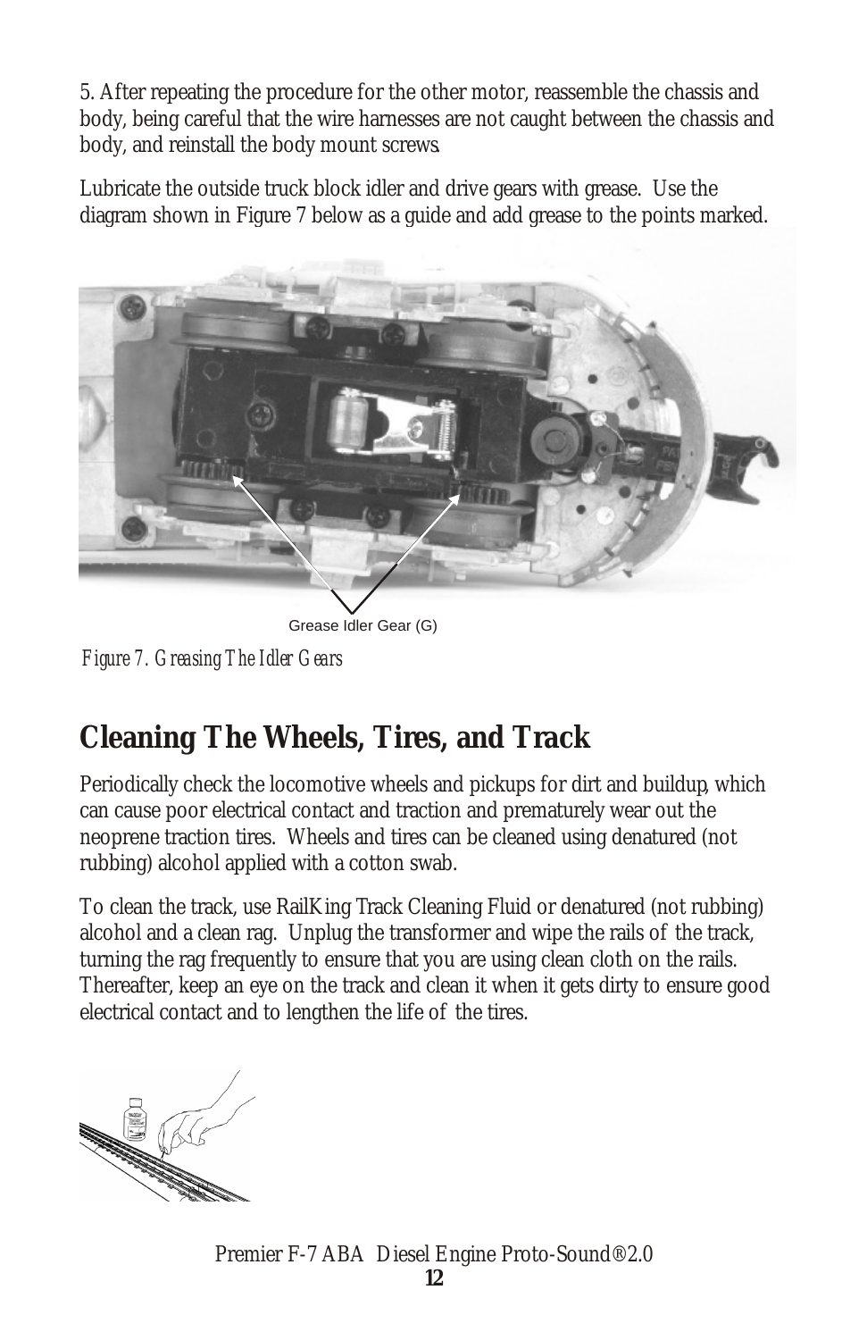5. After repeating the procedure for the other motor, reassemble the chassis and body, being careful that the wire harnesses are not caught between the chassis and body, and reinstall the body mount screws.

Lubricate the outside truck block idler and drive gears with grease. Use the diagram shown in Figure 7 below as a guide and add grease to the points marked.

Grease Idler Gear (G)

*Figure 7. Greasing The Idler Gears*

## Cleaning The Wheels, Tires, and Track

Periodically check the locomotive wheels and pickups for dirt and buildup, which can cause poor electrical contact and traction and prematurely wear out the neoprene traction tires. Wheels and tires can be cleaned using denatured (not rubbing) alcohol applied with a cotton swab.

To clean the track, use RailKing Track Cleaning Fluid or denatured (not rubbing) alcohol and a clean rag. Unplug the transformer and wipe the rails of the track, turning the rag frequently to ensure that you are using clean cloth on the rails. Thereafter, keep an eye on the track and clean it when it gets dirty to ensure good electrical contact and to lengthen the life of the tires.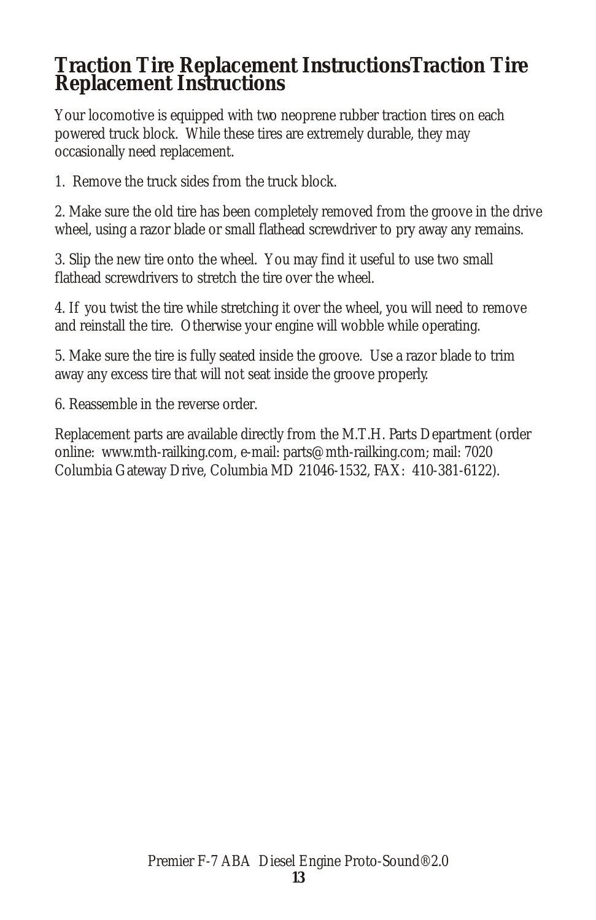# Traction Tire Replacement InstructionsTraction Tire Replacement Instructions

Your locomotive is equipped with two neoprene rubber traction tires on each powered truck block. While these tires are extremely durable, they may occasionally need replacement.

1. Remove the truck sides from the truck block.

2. Make sure the old tire has been completely removed from the groove in the drive wheel, using a razor blade or small flathead screwdriver to pry away any remains.

3. Slip the new tire onto the wheel. You may find it useful to use two small flathead screwdrivers to stretch the tire over the wheel.

4. If you twist the tire while stretching it over the wheel, you will need to remove and reinstall the tire. Otherwise your engine will wobble while operating.

5. Make sure the tire is fully seated inside the groove. Use a razor blade to trim away any excess tire that will not seat inside the groove properly.

6. Reassemble in the reverse order.

Replacement parts are available directly from the M.T.H. Parts Department (order online: www.mth-railking.com, e-mail: parts@mth-railking.com; mail: 7020 Columbia Gateway Drive, Columbia MD 21046-1532, FAX: 410-381-6122).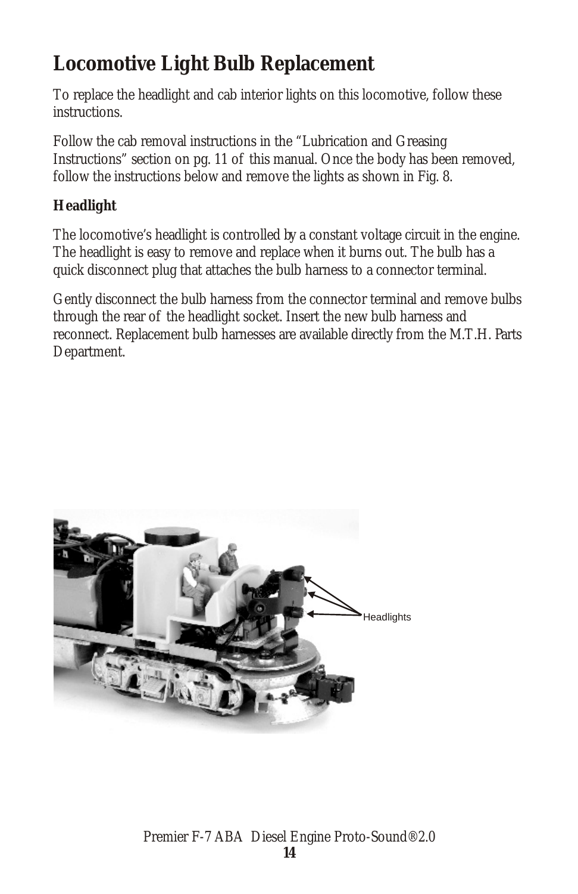# Locomotive Light Bulb Replacement

To replace the headlight and cab interior lights on this locomotive, follow these instructions.

Follow the cab removal instructions in the “Lubrication and Greasing Instructions” section on pg. 11 of this manual. Once the body has been removed, follow the instructions below and remove the lights as shown in Fig. 8.

**Headlight**

The locomotive’s headlight is controlled by a constant voltage circuit in the engine. The headlight is easy to remove and replace when it burns out. The bulb has a quick disconnect plug that attaches the bulb harness to a connector terminal.

Gently disconnect the bulb harness from the connector terminal and remove bulbs through the rear of the headlight socket. Insert the new bulb harness and reconnect. Replacement bulb harnesses are available directly from the M.T.H. Parts Department.

Headlights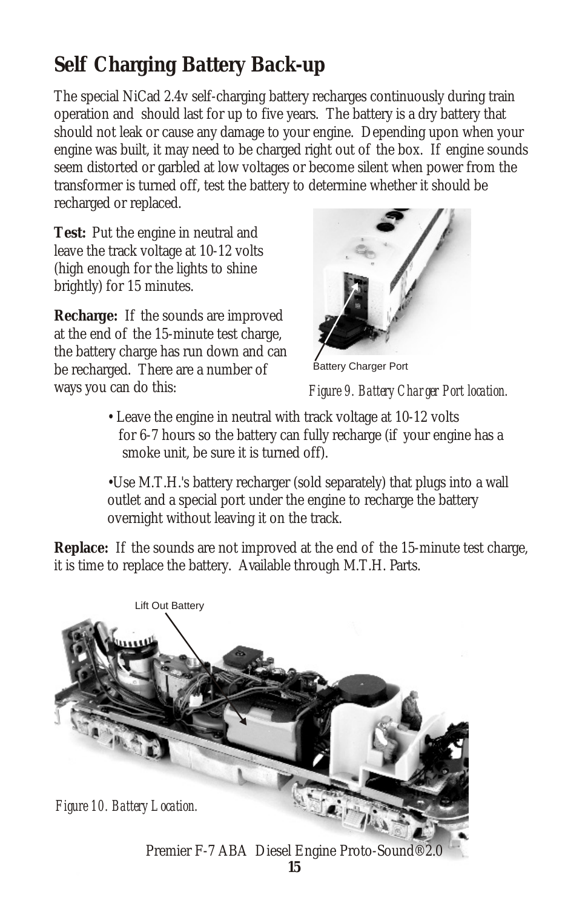## Self Charging Battery Back-up

The special NiCad 2.4v self-charging battery recharges continuously during train operation and should last for up to five years. The battery is a dry battery that should not leak or cause any damage to your engine. Depending upon when your engine was built, it may need to be charged right out of the box. If engine sounds seem distorted or garbled at low voltages or become silent when power from the transformer is turned off, test the battery to determine whether it should be recharged or replaced.

**Test:** Put the engine in neutral and leave the track voltage at 10-12 volts (high enough for the lights to shine brightly) for 15 minutes.

**Recharge:** If the sounds are improved at the end of the 15-minute test charge, the battery charge has run down and can be recharged. There are a number of ways you can do this:

Battery Charger Port

*Figure 9. Battery Charger Port location.*

- Leave the engine in neutral with track voltage at 10-12 volts for 6-7 hours so the battery can fully recharge (if your engine has a smoke unit, be sure it is turned off).
- Use M.T.H.'s battery recharger (sold separately) that plugs into a wall outlet and a special port under the engine to recharge the battery overnight without leaving it on the track.

**Replace:** If the sounds are not improved at the end of the 15-minute test charge, it is time to replace the battery. Available through M.T.H. Parts.

Lift Out Battery

*Figure 10. Battery Location.*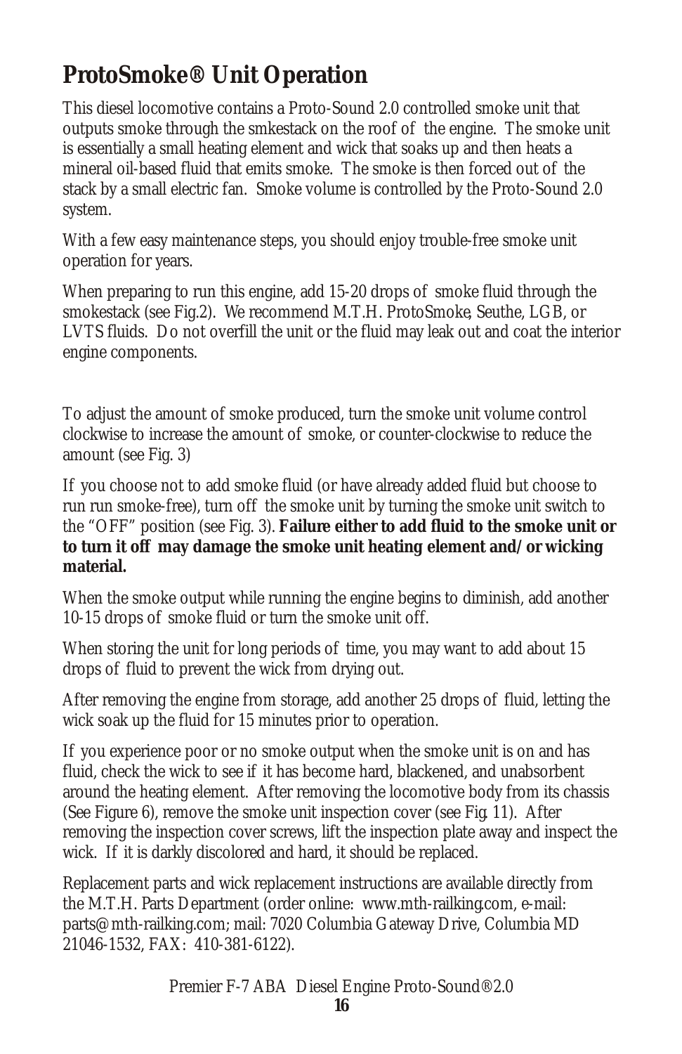# ProtoSmoke® Unit Operation

This diesel locomotive contains a Proto-Sound 2.0 controlled smoke unit that outputs smoke through the smkestack on the roof of the engine. The smoke unit is essentially a small heating element and wick that soaks up and then heats a mineral oil-based fluid that emits smoke. The smoke is then forced out of the stack by a small electric fan. Smoke volume is controlled by the Proto-Sound 2.0 system.

With a few easy maintenance steps, you should enjoy trouble-free smoke unit operation for years.

When preparing to run this engine, add 15-20 drops of smoke fluid through the smokestack (see Fig.2). We recommend M.T.H. ProtoSmoke, Seuthe, LGB, or LVTS fluids. Do not overfill the unit or the fluid may leak out and coat the interior engine components.

To adjust the amount of smoke produced, turn the smoke unit volume control clockwise to increase the amount of smoke, or counter-clockwise to reduce the amount (see Fig. 3)

If you choose not to add smoke fluid (or have already added fluid but choose to run run smoke-free), turn off the smoke unit by turning the smoke unit switch to the "OFF" position (see Fig. 3). **Failure either to add fluid to the smoke unit or to turn it off may damage the smoke unit heating element and/or wicking material.**

When the smoke output while running the engine begins to diminish, add another 10-15 drops of smoke fluid or turn the smoke unit off.

When storing the unit for long periods of time, you may want to add about 15 drops of fluid to prevent the wick from drying out.

After removing the engine from storage, add another 25 drops of fluid, letting the wick soak up the fluid for 15 minutes prior to operation.

If you experience poor or no smoke output when the smoke unit is on and has fluid, check the wick to see if it has become hard, blackened, and unabsorbent around the heating element. After removing the locomotive body from its chassis (See Figure 6), remove the smoke unit inspection cover (see Fig. 11). After removing the inspection cover screws, lift the inspection plate away and inspect the wick. If it is darkly discolored and hard, it should be replaced.

Replacement parts and wick replacement instructions are available directly from the M.T.H. Parts Department (order online: www.mth-railking.com, e-mail: parts@mth-railking.com; mail: 7020 Columbia Gateway Drive, Columbia MD 21046-1532, FAX: 410-381-6122).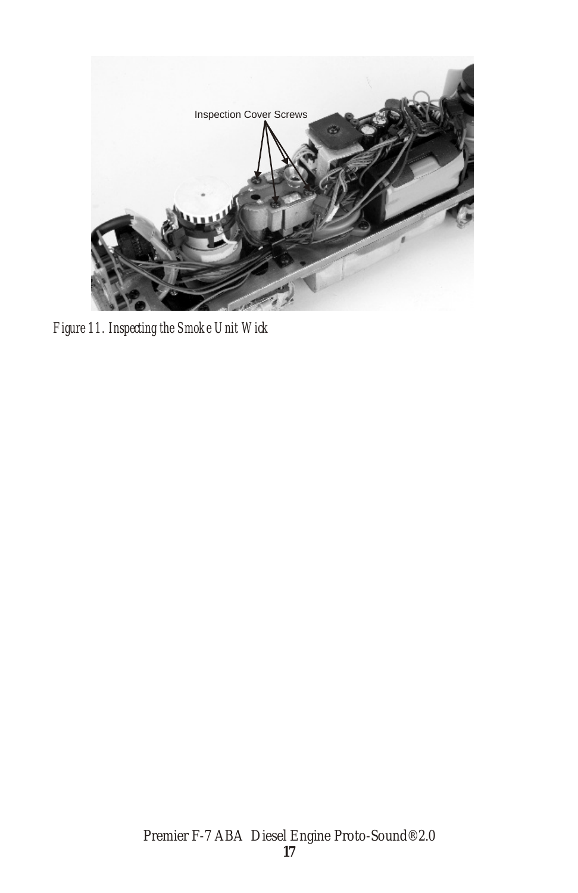Inspection Cover Screws

*Figure 11. Inspecting the Smoke Unit Wick*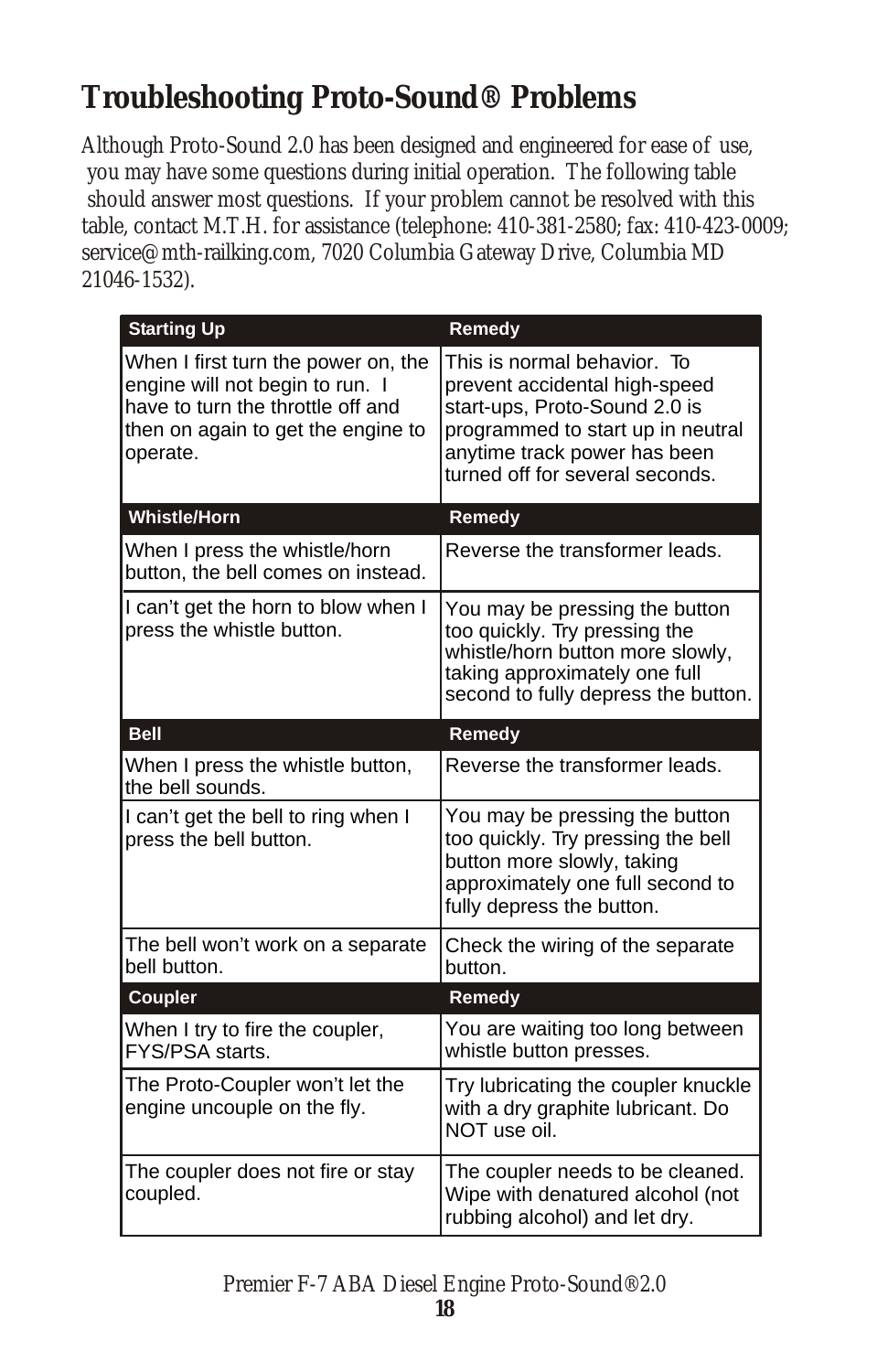# Troubleshooting Proto-Sound® Problems

Although Proto-Sound 2.0 has been designed and engineered for ease of use, you may have some questions during initial operation. The following table should answer most questions. If your problem cannot be resolved with this table, contact M.T.H. for assistance (telephone: 410-381-2580; fax: 410-423-0009; service@mth-railking.com, 7020 Columbia Gateway Drive, Columbia MD 21046-1532).

| Starting Up | Remedy |
| --- | --- |
| When I first turn the power on, the engine will not begin to run. I have to turn the throttle off and then on again to get the engine to operate. | This is normal behavior. To prevent accidental high-speed start-ups, Proto-Sound 2.0 is programmed to start up in neutral anytime track power has been turned off for several seconds. |
| **Whistle/Horn** | **Remedy** |
| When I press the whistle/horn button, the bell comes on instead. | Reverse the transformer leads. |
| I can't get the horn to blow when I press the whistle button. | You may be pressing the button too quickly. Try pressing the whistle/horn button more slowly, taking approximately one full second to fully depress the button. |
| **Bell** | **Remedy** |
| When I press the whistle button, the bell sounds. | Reverse the transformer leads. |
| I can't get the bell to ring when I press the bell button. | You may be pressing the button too quickly. Try pressing the bell button more slowly, taking approximately one full second to fully depress the button. |
| The bell won't work on a separate bell button. | Check the wiring of the separate button. |
| **Coupler** | **Remedy** |
| When I try to fire the coupler, FYS/PSA starts. | You are waiting too long between whistle button presses. |
| The Proto-Coupler won't let the engine uncouple on the fly. | Try lubricating the coupler knuckle with a dry graphite lubricant. Do NOT use oil. |
| The coupler does not fire or stay coupled. | The coupler needs to be cleaned. Wipe with denatured alcohol (not rubbing alcohol) and let dry. |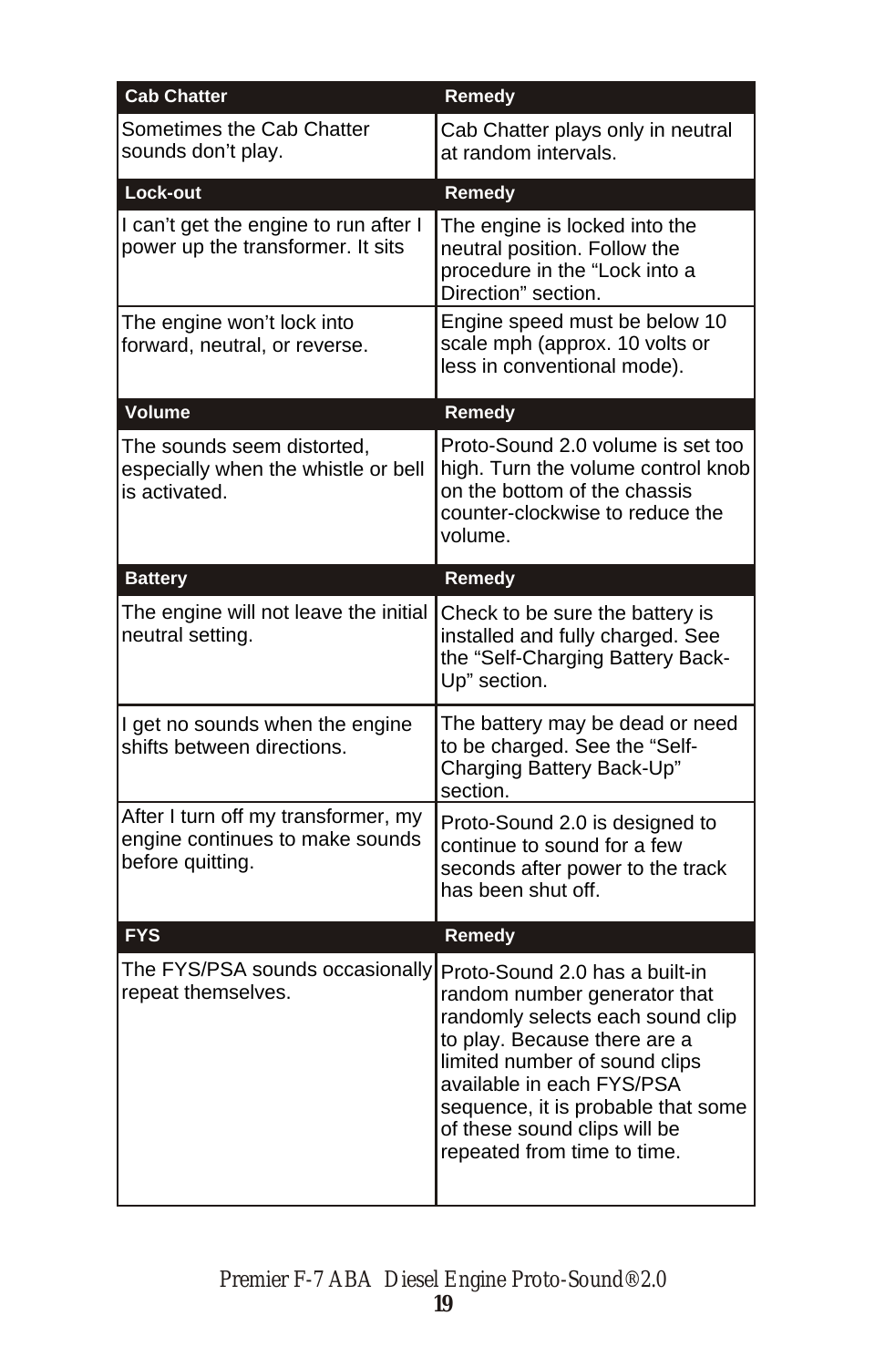| Cab Chatter | Remedy |
|---|---|
| Sometimes the Cab Chatter sounds don’t play. | Cab Chatter plays only in neutral at random intervals. |
| **Lock-out** | **Remedy** |
| I can’t get the engine to run after I power up the transformer. It sits | The engine is locked into the neutral position. Follow the procedure in the “Lock into a Direction” section. |
| The engine won’t lock into forward, neutral, or reverse. | Engine speed must be below 10 scale mph (approx. 10 volts or less in conventional mode). |
| **Volume** | **Remedy** |
| The sounds seem distorted, especially when the whistle or bell is activated. | Proto-Sound 2.0 volume is set too high. Turn the volume control knob on the bottom of the chassis counter-clockwise to reduce the volume. |
| **Battery** | **Remedy** |
| The engine will not leave the initial neutral setting. | Check to be sure the battery is installed and fully charged. See the “Self-Charging Battery Back-Up” section. |
| I get no sounds when the engine shifts between directions. | The battery may be dead or need to be charged. See the “Self-Charging Battery Back-Up” section. |
| After I turn off my transformer, my engine continues to make sounds before quitting. | Proto-Sound 2.0 is designed to continue to sound for a few seconds after power to the track has been shut off. |
| **FYS** | **Remedy** |
| The FYS/PSA sounds occasionally repeat themselves. | Proto-Sound 2.0 has a built-in random number generator that randomly selects each sound clip to play. Because there are a limited number of sound clips available in each FYS/PSA sequence, it is probable that some of these sound clips will be repeated from time to time. |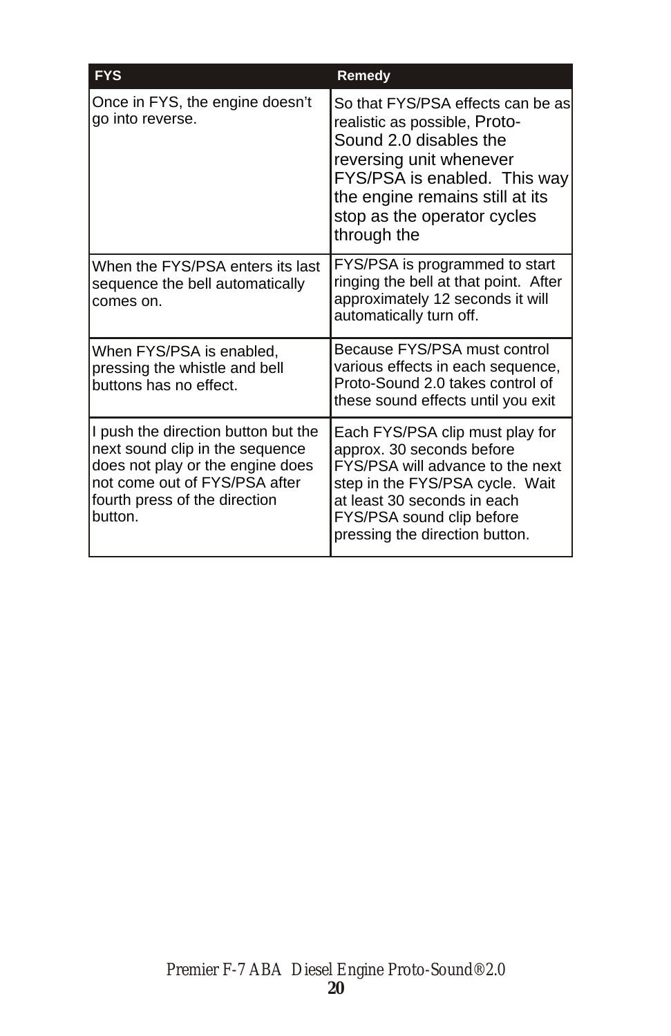| FYS | Remedy |
|---|---|
| Once in FYS, the engine doesn't go into reverse. | So that FYS/PSA effects can be as realistic as possible, Proto-Sound 2.0 disables the reversing unit whenever FYS/PSA is enabled. This way the engine remains still at its stop as the operator cycles through the |
| When the FYS/PSA enters its last sequence the bell automatically comes on. | FYS/PSA is programmed to start ringing the bell at that point. After approximately 12 seconds it will automatically turn off. |
| When FYS/PSA is enabled, pressing the whistle and bell buttons has no effect. | Because FYS/PSA must control various effects in each sequence, Proto-Sound 2.0 takes control of these sound effects until you exit |
| I push the direction button but the next sound clip in the sequence does not play or the engine does not come out of FYS/PSA after fourth press of the direction button. | Each FYS/PSA clip must play for approx. 30 seconds before FYS/PSA will advance to the next step in the FYS/PSA cycle. Wait at least 30 seconds in each FYS/PSA sound clip before pressing the direction button. |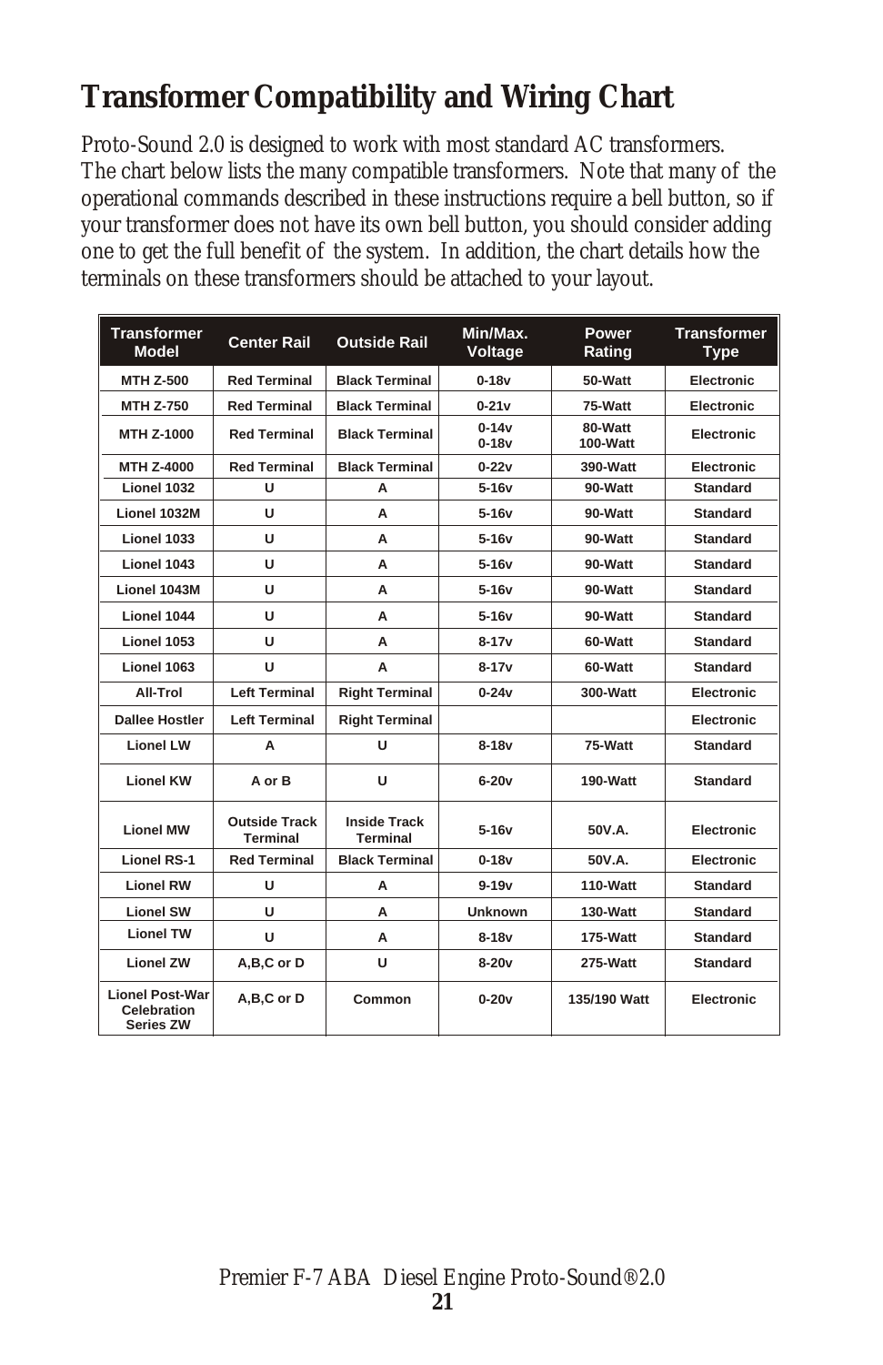# Transformer Compatibility and Wiring Chart

Proto-Sound 2.0 is designed to work with most standard AC transformers. The chart below lists the many compatible transformers. Note that many of the operational commands described in these instructions require a bell button, so if your transformer does not have its own bell button, you should consider adding one to get the full benefit of the system. In addition, the chart details how the terminals on these transformers should be attached to your layout.

| Transformer Model | Center Rail | Outside Rail | Min/Max. Voltage | Power Rating | Transformer Type |
|---|---|---|---|---|---|
| MTH Z-500 | Red Terminal | Black Terminal | 0-18v | 50-Watt | Electronic |
| MTH Z-750 | Red Terminal | Black Terminal | 0-21v | 75-Watt | Electronic |
| MTH Z-1000 | Red Terminal | Black Terminal | 0-14v<br>0-18v | 80-Watt<br>100-Watt | Electronic |
| MTH Z-4000 | Red Terminal | Black Terminal | 0-22v | 390-Watt | Electronic |
| Lionel 1032 | U | A | 5-16v | 90-Watt | Standard |
| Lionel 1032M | U | A | 5-16v | 90-Watt | Standard |
| Lionel 1033 | U | A | 5-16v | 90-Watt | Standard |
| Lionel 1043 | U | A | 5-16v | 90-Watt | Standard |
| Lionel 1043M | U | A | 5-16v | 90-Watt | Standard |
| Lionel 1044 | U | A | 5-16v | 90-Watt | Standard |
| Lionel 1053 | U | A | 8-17v | 60-Watt | Standard |
| Lionel 1063 | U | A | 8-17v | 60-Watt | Standard |
| All-Trol | Left Terminal | Right Terminal | 0-24v | 300-Watt | Electronic |
| Dallee Hostler | Left Terminal | Right Terminal | | | Electronic |
| Lionel LW | A | U | 8-18v | 75-Watt | Standard |
| Lionel KW | A or B | U | 6-20v | 190-Watt | Standard |
| Lionel MW | Outside Track Terminal | Inside Track Terminal | 5-16v | 50V.A. | Electronic |
| Lionel RS-1 | Red Terminal | Black Terminal | 0-18v | 50V.A. | Electronic |
| Lionel RW | U | A | 9-19v | 110-Watt | Standard |
| Lionel SW | U | A | Unknown | 130-Watt | Standard |
| Lionel TW | U | A | 8-18v | 175-Watt | Standard |
| Lionel ZW | A,B,C or D | U | 8-20v | 275-Watt | Standard |
| Lionel Post-War Celebration Series ZW | A,B,C or D | Common | 0-20v | 135/190 Watt | Electronic |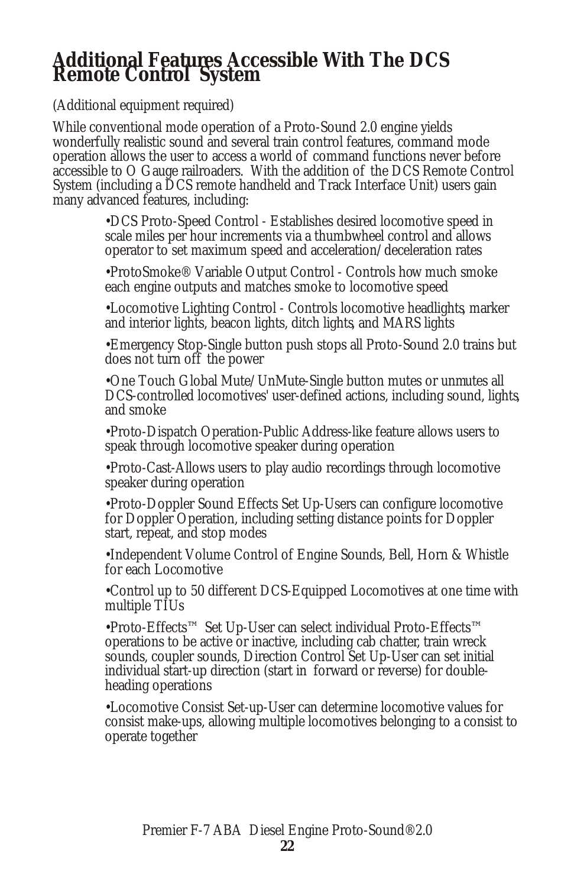# Additional Features Accessible With The DCS Remote Control System

(Additional equipment required)

While conventional mode operation of a Proto-Sound 2.0 engine yields wonderfully realistic sound and several train control features, command mode operation allows the user to access a world of command functions never before accessible to O Gauge railroaders. With the addition of the DCS Remote Control System (including a DCS remote handheld and Track Interface Unit) users gain many advanced features, including:

- •DCS Proto-Speed Control - Establishes desired locomotive speed in scale miles per hour increments via a thumbwheel control and allows operator to set maximum speed and acceleration/deceleration rates
- •ProtoSmoke® Variable Output Control - Controls how much smoke each engine outputs and matches smoke to locomotive speed
- •Locomotive Lighting Control - Controls locomotive headlights, marker and interior lights, beacon lights, ditch lights, and MARS lights
- •Emergency Stop-Single button push stops all Proto-Sound 2.0 trains but does not turn off the power
- •One Touch Global Mute/UnMute-Single button mutes or unmutes all DCS-controlled locomotives' user-defined actions, including sound, lights, and smoke
- •Proto-Dispatch Operation-Public Address-like feature allows users to speak through locomotive speaker during operation
- •Proto-Cast-Allows users to play audio recordings through locomotive speaker during operation
- •Proto-Doppler Sound Effects Set Up-Users can configure locomotive for Doppler Operation, including setting distance points for Doppler start, repeat, and stop modes
- •Independent Volume Control of Engine Sounds, Bell, Horn & Whistle for each Locomotive
- •Control up to 50 different DCS-Equipped Locomotives at one time with multiple TIUs
- •Proto-Effects™ Set Up-User can select individual Proto-Effects™ operations to be active or inactive, including cab chatter, train wreck sounds, coupler sounds, Direction Control Set Up-User can set initial individual start-up direction (start in forward or reverse) for double-heading operations
- •Locomotive Consist Set-up-User can determine locomotive values for consist make-ups, allowing multiple locomotives belonging to a consist to operate together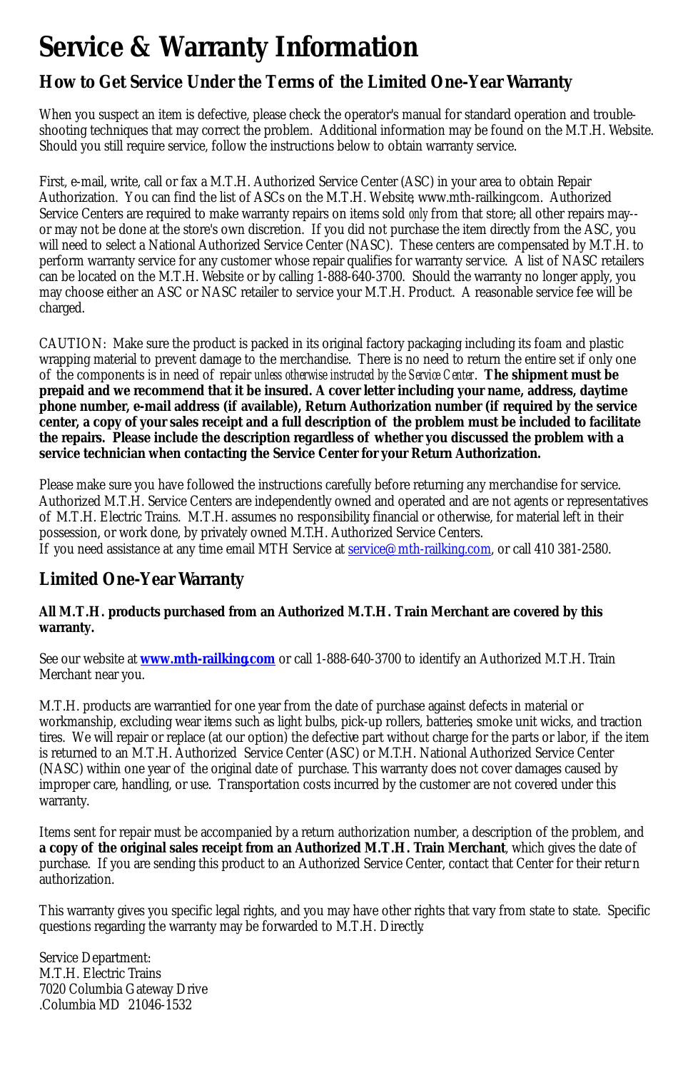# Service & Warranty Information

## How to Get Service Under the Terms of the Limited One-Year Warranty

When you suspect an item is defective, please check the operator's manual for standard operation and trouble-shooting techniques that may correct the problem. Additional information may be found on the M.T.H. Website. Should you still require service, follow the instructions below to obtain warranty service.

First, e-mail, write, call or fax a M.T.H. Authorized Service Center (ASC) in your area to obtain Repair Authorization. You can find the list of ASCs on the M.T.H. Website, www.mth-railkingcom. Authorized Service Centers are required to make warranty repairs on items sold *only* from that store; all other repairs may--or may not be done at the store's own discretion. If you did not purchase the item directly from the ASC, you will need to select a National Authorized Service Center (NASC). These centers are compensated by M.T.H. to perform warranty service for any customer whose repair qualifies for warranty service. A list of NASC retailers can be located on the M.T.H. Website or by calling 1-888-640-3700. Should the warranty no longer apply, you may choose either an ASC or NASC retailer to service your M.T.H. Product. A reasonable service fee will be charged.

CAUTION: Make sure the product is packed in its original factory packaging including its foam and plastic wrapping material to prevent damage to the merchandise. There is no need to return the entire set if only one of the components is in need of repair *unless otherwise instructed by the Service Center*. **The shipment must be prepaid and we recommend that it be insured. A cover letter including your name, address, daytime phone number, e-mail address (if available), Return Authorization number (if required by the service center, a copy of your sales receipt and a full description of the problem must be included to facilitate the repairs. Please include the description regardless of whether you discussed the problem with a service technician when contacting the Service Center for your Return Authorization.**

Please make sure you have followed the instructions carefully before returning any merchandise for service. Authorized M.T.H. Service Centers are independently owned and operated and are not agents or representatives of M.T.H. Electric Trains. M.T.H. assumes no responsibility, financial or otherwise, for material left in their possession, or work done, by privately owned M.T.H. Authorized Service Centers.
If you need assistance at any time email MTH Service at service@mth-railking.com, or call 410 381-2580.

## Limited One-Year Warranty

**All M.T.H. products purchased from an Authorized M.T.H. Train Merchant are covered by this warranty.**

See our website at **www.mth-railking.com** or call 1-888-640-3700 to identify an Authorized M.T.H. Train Merchant near you.

M.T.H. products are warrantied for one year from the date of purchase against defects in material or workmanship, excluding wear items such as light bulbs, pick-up rollers, batteries, smoke unit wicks, and traction tires. We will repair or replace (at our option) the defective part without charge for the parts or labor, if the item is returned to an M.T.H. Authorized Service Center (ASC) or M.T.H. National Authorized Service Center (NASC) within one year of the original date of purchase. This warranty does not cover damages caused by improper care, handling, or use. Transportation costs incurred by the customer are not covered under this warranty.

Items sent for repair must be accompanied by a return authorization number, a description of the problem, and **a copy of the original sales receipt from an Authorized M.T.H. Train Merchant**, which gives the date of purchase. If you are sending this product to an Authorized Service Center, contact that Center for their return authorization.

This warranty gives you specific legal rights, and you may have other rights that vary from state to state. Specific questions regarding the warranty may be forwarded to M.T.H. Directly.

Service Department:
M.T.H. Electric Trains
7020 Columbia Gateway Drive
.Columbia MD 21046-1532